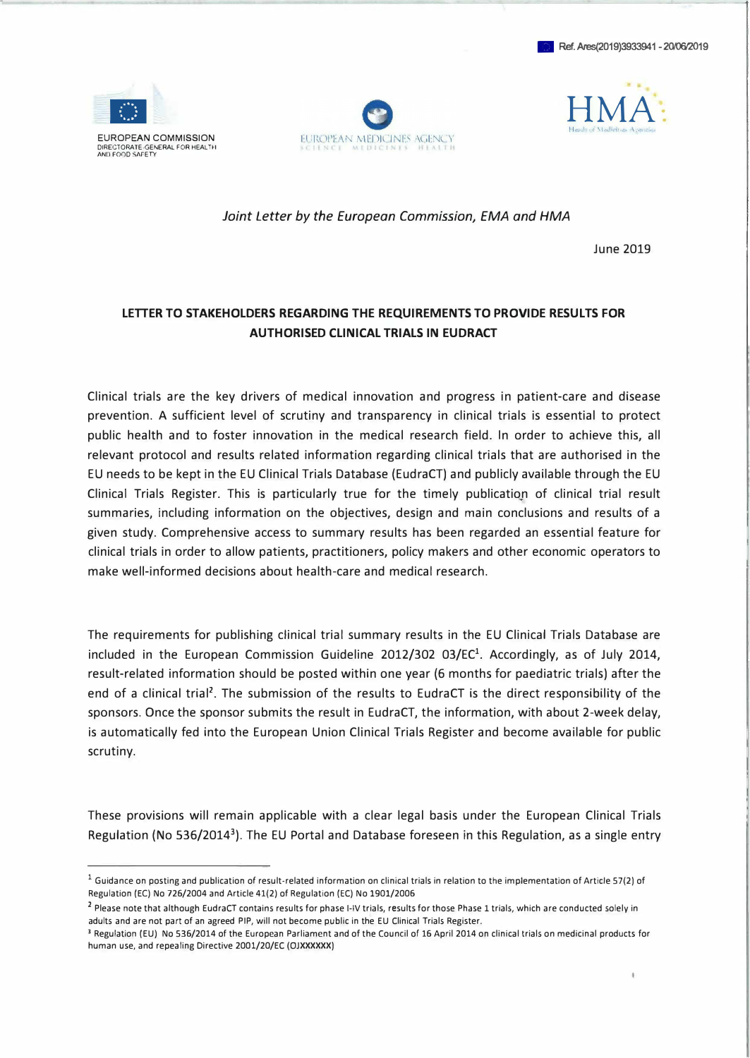Ref. Ares(2019)3933941 - 20/06/2019

EUROPEAN COMMISSION
DIRECTORATE-GENERAL FOR HEALTH AND FOOD SAFETY

EUROPEAN MEDICINES AGENCY
SCIENCE MEDICINES HEALTH

HMA
Heads of Medicines Agencies

*Joint Letter by the European Commission, EMA and HMA*

June 2019

**LETTER TO STAKEHOLDERS REGARDING THE REQUIREMENTS TO PROVIDE RESULTS FOR AUTHORISED CLINICAL TRIALS IN EUDRACT**

Clinical trials are the key drivers of medical innovation and progress in patient-care and disease prevention. A sufficient level of scrutiny and transparency in clinical trials is essential to protect public health and to foster innovation in the medical research field. In order to achieve this, all relevant protocol and results related information regarding clinical trials that are authorised in the EU needs to be kept in the EU Clinical Trials Database (EudraCT) and publicly available through the EU Clinical Trials Register. This is particularly true for the timely publication of clinical trial result summaries, including information on the objectives, design and main conclusions and results of a given study. Comprehensive access to summary results has been regarded an essential feature for clinical trials in order to allow patients, practitioners, policy makers and other economic operators to make well-informed decisions about health-care and medical research.

The requirements for publishing clinical trial summary results in the EU Clinical Trials Database are included in the European Commission Guideline 2012/302 03/EC[1]. Accordingly, as of July 2014, result-related information should be posted within one year (6 months for paediatric trials) after the end of a clinical trial[2]. The submission of the results to EudraCT is the direct responsibility of the sponsors. Once the sponsor submits the result in EudraCT, the information, with about 2-week delay, is automatically fed into the European Union Clinical Trials Register and become available for public scrutiny.

These provisions will remain applicable with a clear legal basis under the European Clinical Trials Regulation (No 536/2014[3]). The EU Portal and Database foreseen in this Regulation, as a single entry

---

[1] Guidance on posting and publication of result-related information on clinical trials in relation to the implementation of Article 57(2) of Regulation (EC) No 726/2004 and Article 41(2) of Regulation (EC) No 1901/2006

[2] Please note that although EudraCT contains results for phase I-IV trials, results for those Phase 1 trials, which are conducted solely in adults and are not part of an agreed PIP, will not become public in the EU Clinical Trials Register.

[3] Regulation (EU) No 536/2014 of the European Parliament and of the Council of 16 April 2014 on clinical trials on medicinal products for human use, and repealing Directive 2001/20/EC (OJXXXXXX)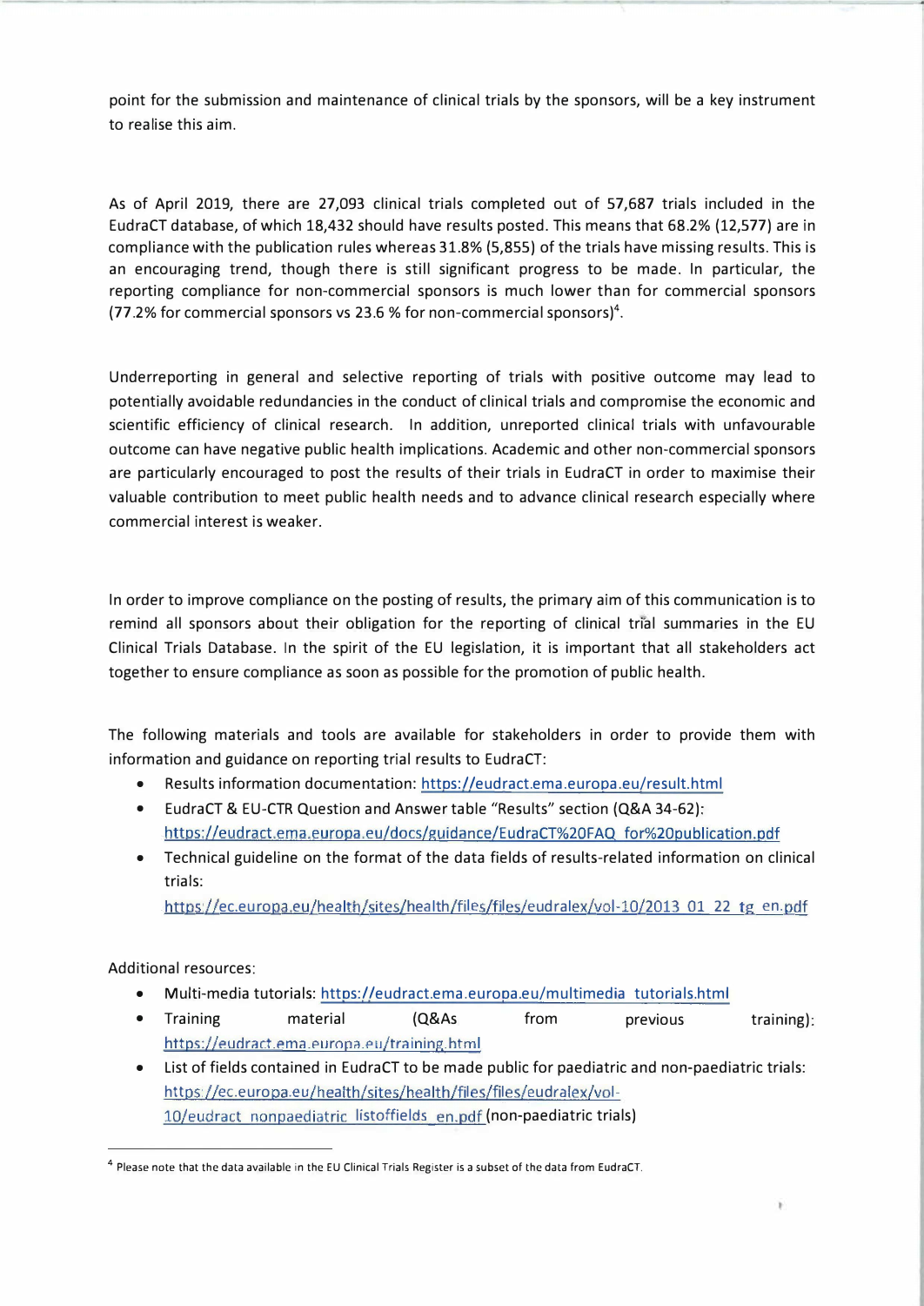point for the submission and maintenance of clinical trials by the sponsors, will be a key instrument to realise this aim.

As of April 2019, there are 27,093 clinical trials completed out of 57,687 trials included in the EudraCT database, of which 18,432 should have results posted. This means that 68.2% (12,577) are in compliance with the publication rules whereas 31.8% (5,855) of the trials have missing results. This is an encouraging trend, though there is still significant progress to be made. In particular, the reporting compliance for non-commercial sponsors is much lower than for commercial sponsors (77.2% for commercial sponsors vs 23.6 % for non-commercial sponsors)[4].

Underreporting in general and selective reporting of trials with positive outcome may lead to potentially avoidable redundancies in the conduct of clinical trials and compromise the economic and scientific efficiency of clinical research. In addition, unreported clinical trials with unfavourable outcome can have negative public health implications. Academic and other non-commercial sponsors are particularly encouraged to post the results of their trials in EudraCT in order to maximise their valuable contribution to meet public health needs and to advance clinical research especially where commercial interest is weaker.

In order to improve compliance on the posting of results, the primary aim of this communication is to remind all sponsors about their obligation for the reporting of clinical trial summaries in the EU Clinical Trials Database. In the spirit of the EU legislation, it is important that all stakeholders act together to ensure compliance as soon as possible for the promotion of public health.

The following materials and tools are available for stakeholders in order to provide them with information and guidance on reporting trial results to EudraCT:

- Results information documentation: https://eudract.ema.europa.eu/result.html
- EudraCT & EU-CTR Question and Answer table "Results" section (Q&A 34-62): https://eudract.ema.europa.eu/docs/guidance/EudraCT%20FAQ_for%20publication.pdf
- Technical guideline on the format of the data fields of results-related information on clinical trials: https://ec.europa.eu/health/sites/health/files/files/eudralex/vol-10/2013_01_22_tg_en.pdf

Additional resources:

- Multi-media tutorials: https://eudract.ema.europa.eu/multimedia_tutorials.html
- Training material (Q&As from previous training): https://eudract.ema.europa.eu/training.html
- List of fields contained in EudraCT to be made public for paediatric and non-paediatric trials: https://ec.europa.eu/health/sites/health/files/files/eudralex/vol-10/eudract_nonpaediatric_listoffields_en.pdf (non-paediatric trials)

[4] Please note that the data available in the EU Clinical Trials Register is a subset of the data from EudraCT.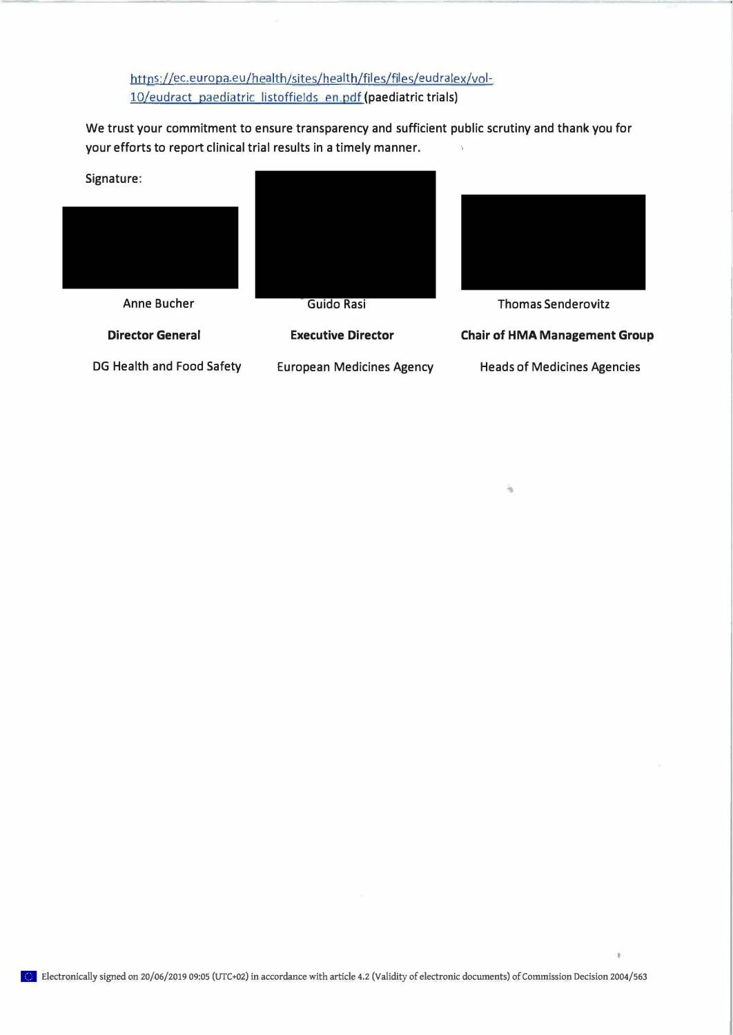https://ec.europa.eu/health/sites/health/files/files/eudralex/vol-10/eudract_paediatric_listoffields_en.pdf (paediatric trials)

We trust your commitment to ensure transparency and sufficient public scrutiny and thank you for your efforts to report clinical trial results in a timely manner.

Signature:

| Anne Bucher | Guido Rasi | Thomas Senderovitz |
| --- | --- | --- |
| **Director General** | **Executive Director** | **Chair of HMA Management Group** |
| DG Health and Food Safety | European Medicines Agency | Heads of Medicines Agencies |

Electronically signed on 20/06/2019 09:05 (UTC+02) in accordance with article 4.2 (Validity of electronic documents) of Commission Decision 2004/563